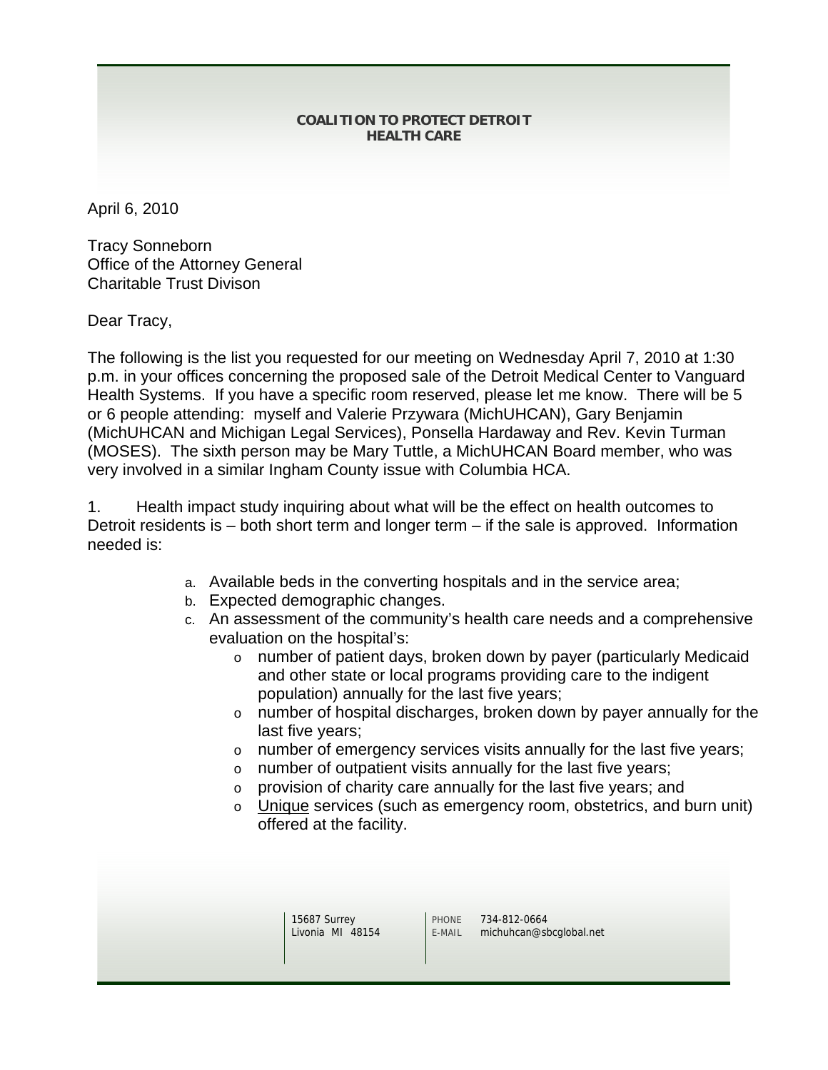**COALITION TO PROTECT DETROIT HEALTH CARE**

April 6, 2010

Tracy Sonneborn
Office of the Attorney General
Charitable Trust Divison

Dear Tracy,

The following is the list you requested for our meeting on Wednesday April 7, 2010 at 1:30 p.m. in your offices concerning the proposed sale of the Detroit Medical Center to Vanguard Health Systems. If you have a specific room reserved, please let me know. There will be 5 or 6 people attending: myself and Valerie Przywara (MichUHCAN), Gary Benjamin (MichUHCAN and Michigan Legal Services), Ponsella Hardaway and Rev. Kevin Turman (MOSES). The sixth person may be Mary Tuttle, a MichUHCAN Board member, who was very involved in a similar Ingham County issue with Columbia HCA.

1. Health impact study inquiring about what will be the effect on health outcomes to Detroit residents is – both short term and longer term – if the sale is approved. Information needed is:

   a. Available beds in the converting hospitals and in the service area;
   b. Expected demographic changes.
   c. An assessment of the community's health care needs and a comprehensive evaluation on the hospital's:
      - number of patient days, broken down by payer (particularly Medicaid and other state or local programs providing care to the indigent population) annually for the last five years;
      - number of hospital discharges, broken down by payer annually for the last five years;
      - number of emergency services visits annually for the last five years;
      - number of outpatient visits annually for the last five years;
      - provision of charity care annually for the last five years; and
      - <u>Unique</u> services (such as emergency room, obstetrics, and burn unit) offered at the facility.

15687 Surrey
Livonia MI 48154

PHONE 734-812-0664
E-MAIL michuhcan@sbcglobal.net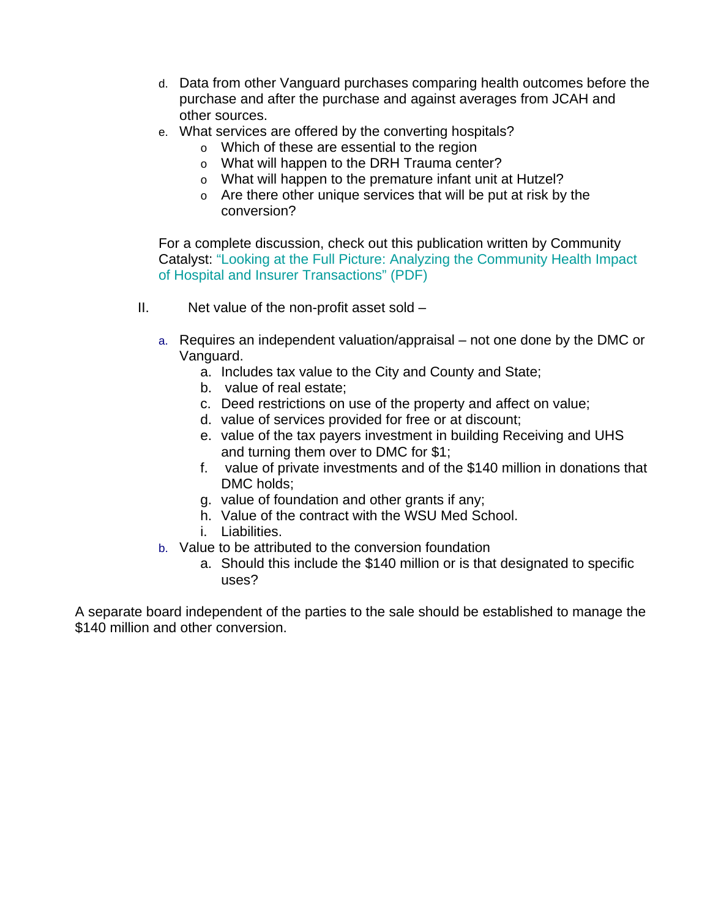d. Data from other Vanguard purchases comparing health outcomes before the purchase and after the purchase and against averages from JCAH and other sources.

e. What services are offered by the converting hospitals?
   - Which of these are essential to the region
   - What will happen to the DRH Trauma center?
   - What will happen to the premature infant unit at Hutzel?
   - Are there other unique services that will be put at risk by the conversion?

For a complete discussion, check out this publication written by Community Catalyst: "Looking at the Full Picture: Analyzing the Community Health Impact of Hospital and Insurer Transactions" (PDF)

II. Net value of the non-profit asset sold –

a. Requires an independent valuation/appraisal – not one done by the DMC or Vanguard.
   a. Includes tax value to the City and County and State;
   b. value of real estate;
   c. Deed restrictions on use of the property and affect on value;
   d. value of services provided for free or at discount;
   e. value of the tax payers investment in building Receiving and UHS and turning them over to DMC for $1;
   f. value of private investments and of the $140 million in donations that DMC holds;
   g. value of foundation and other grants if any;
   h. Value of the contract with the WSU Med School.
   i. Liabilities.

b. Value to be attributed to the conversion foundation
   a. Should this include the $140 million or is that designated to specific uses?

A separate board independent of the parties to the sale should be established to manage the $140 million and other conversion.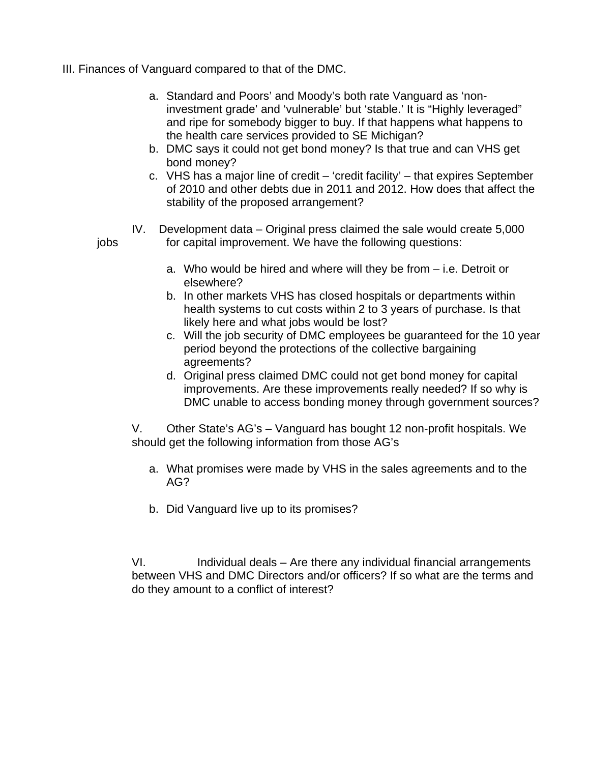III. Finances of Vanguard compared to that of the DMC.

a. Standard and Poors' and Moody's both rate Vanguard as 'non-investment grade' and 'vulnerable' but 'stable.' It is "Highly leveraged" and ripe for somebody bigger to buy. If that happens what happens to the health care services provided to SE Michigan?
b. DMC says it could not get bond money? Is that true and can VHS get bond money?
c. VHS has a major line of credit – 'credit facility' – that expires September of 2010 and other debts due in 2011 and 2012. How does that affect the stability of the proposed arrangement?

IV. Development data – Original press claimed the sale would create 5,000 jobs for capital improvement. We have the following questions:

a. Who would be hired and where will they be from – i.e. Detroit or elsewhere?
b. In other markets VHS has closed hospitals or departments within health systems to cut costs within 2 to 3 years of purchase. Is that likely here and what jobs would be lost?
c. Will the job security of DMC employees be guaranteed for the 10 year period beyond the protections of the collective bargaining agreements?
d. Original press claimed DMC could not get bond money for capital improvements. Are these improvements really needed? If so why is DMC unable to access bonding money through government sources?

V. Other State's AG's – Vanguard has bought 12 non-profit hospitals. We should get the following information from those AG's

a. What promises were made by VHS in the sales agreements and to the AG?

b. Did Vanguard live up to its promises?

VI. Individual deals – Are there any individual financial arrangements between VHS and DMC Directors and/or officers? If so what are the terms and do they amount to a conflict of interest?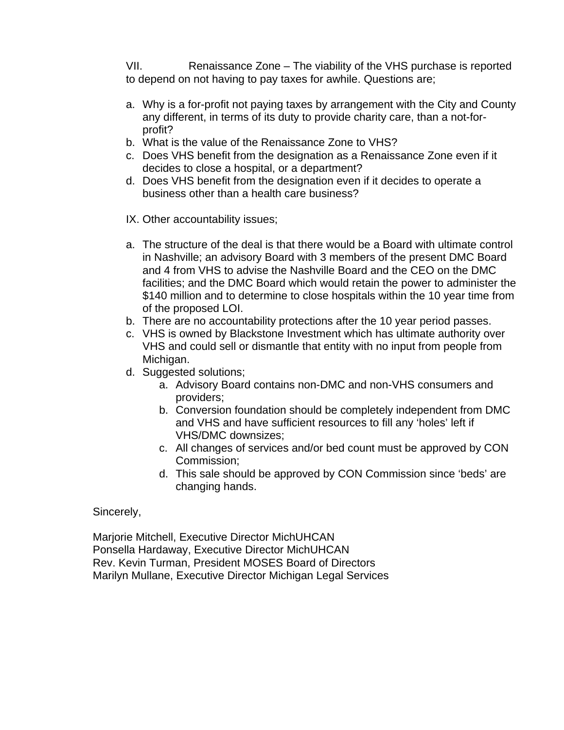VII. Renaissance Zone – The viability of the VHS purchase is reported to depend on not having to pay taxes for awhile. Questions are;

a. Why is a for-profit not paying taxes by arrangement with the City and County any different, in terms of its duty to provide charity care, than a not-for-profit?
b. What is the value of the Renaissance Zone to VHS?
c. Does VHS benefit from the designation as a Renaissance Zone even if it decides to close a hospital, or a department?
d. Does VHS benefit from the designation even if it decides to operate a business other than a health care business?

IX. Other accountability issues;

a. The structure of the deal is that there would be a Board with ultimate control in Nashville; an advisory Board with 3 members of the present DMC Board and 4 from VHS to advise the Nashville Board and the CEO on the DMC facilities; and the DMC Board which would retain the power to administer the $140 million and to determine to close hospitals within the 10 year time from of the proposed LOI.
b. There are no accountability protections after the 10 year period passes.
c. VHS is owned by Blackstone Investment which has ultimate authority over VHS and could sell or dismantle that entity with no input from people from Michigan.
d. Suggested solutions;
    a. Advisory Board contains non-DMC and non-VHS consumers and providers;
    b. Conversion foundation should be completely independent from DMC and VHS and have sufficient resources to fill any 'holes' left if VHS/DMC downsizes;
    c. All changes of services and/or bed count must be approved by CON Commission;
    d. This sale should be approved by CON Commission since 'beds' are changing hands.

Sincerely,

Marjorie Mitchell, Executive Director MichUHCAN
Ponsella Hardaway, Executive Director MichUHCAN
Rev. Kevin Turman, President MOSES Board of Directors
Marilyn Mullane, Executive Director Michigan Legal Services